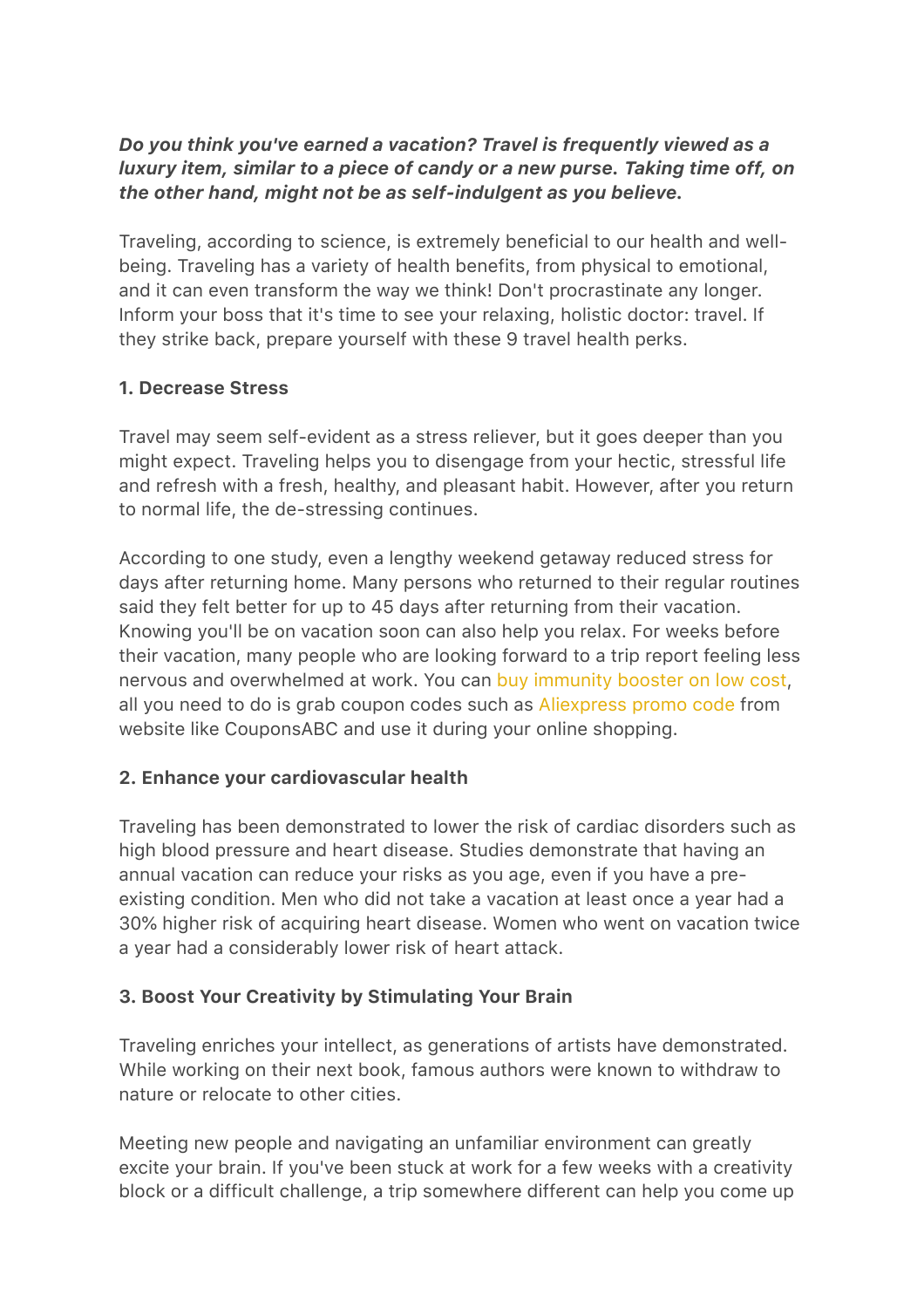***Do you think you've earned a vacation? Travel is frequently viewed as a luxury item, similar to a piece of candy or a new purse. Taking time off, on the other hand, might not be as self-indulgent as you believe.***

Traveling, according to science, is extremely beneficial to our health and well-being. Traveling has a variety of health benefits, from physical to emotional, and it can even transform the way we think! Don't procrastinate any longer. Inform your boss that it's time to see your relaxing, holistic doctor: travel. If they strike back, prepare yourself with these 9 travel health perks.

**1. Decrease Stress**

Travel may seem self-evident as a stress reliever, but it goes deeper than you might expect. Traveling helps you to disengage from your hectic, stressful life and refresh with a fresh, healthy, and pleasant habit. However, after you return to normal life, the de-stressing continues.

According to one study, even a lengthy weekend getaway reduced stress for days after returning home. Many persons who returned to their regular routines said they felt better for up to 45 days after returning from their vacation. Knowing you'll be on vacation soon can also help you relax. For weeks before their vacation, many people who are looking forward to a trip report feeling less nervous and overwhelmed at work. You can buy immunity booster on low cost, all you need to do is grab coupon codes such as Aliexpress promo code from website like CouponsABC and use it during your online shopping.

**2. Enhance your cardiovascular health**

Traveling has been demonstrated to lower the risk of cardiac disorders such as high blood pressure and heart disease. Studies demonstrate that having an annual vacation can reduce your risks as you age, even if you have a pre-existing condition. Men who did not take a vacation at least once a year had a 30% higher risk of acquiring heart disease. Women who went on vacation twice a year had a considerably lower risk of heart attack.

**3. Boost Your Creativity by Stimulating Your Brain**

Traveling enriches your intellect, as generations of artists have demonstrated. While working on their next book, famous authors were known to withdraw to nature or relocate to other cities.

Meeting new people and navigating an unfamiliar environment can greatly excite your brain. If you've been stuck at work for a few weeks with a creativity block or a difficult challenge, a trip somewhere different can help you come up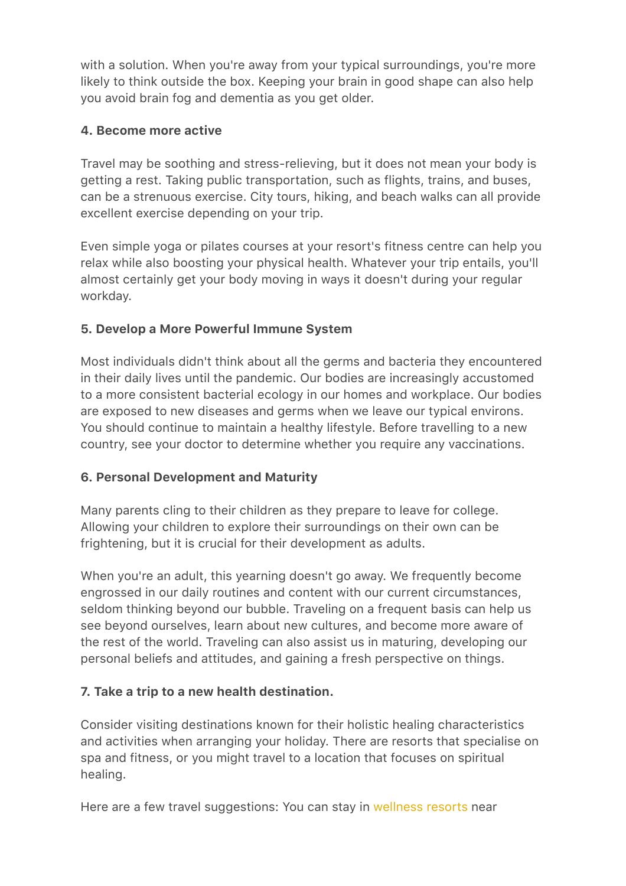with a solution. When you're away from your typical surroundings, you're more likely to think outside the box. Keeping your brain in good shape can also help you avoid brain fog and dementia as you get older.

**4. Become more active**

Travel may be soothing and stress-relieving, but it does not mean your body is getting a rest. Taking public transportation, such as flights, trains, and buses, can be a strenuous exercise. City tours, hiking, and beach walks can all provide excellent exercise depending on your trip.

Even simple yoga or pilates courses at your resort's fitness centre can help you relax while also boosting your physical health. Whatever your trip entails, you'll almost certainly get your body moving in ways it doesn't during your regular workday.

**5. Develop a More Powerful Immune System**

Most individuals didn't think about all the germs and bacteria they encountered in their daily lives until the pandemic. Our bodies are increasingly accustomed to a more consistent bacterial ecology in our homes and workplace. Our bodies are exposed to new diseases and germs when we leave our typical environs. You should continue to maintain a healthy lifestyle. Before travelling to a new country, see your doctor to determine whether you require any vaccinations.

**6. Personal Development and Maturity**

Many parents cling to their children as they prepare to leave for college. Allowing your children to explore their surroundings on their own can be frightening, but it is crucial for their development as adults.

When you're an adult, this yearning doesn't go away. We frequently become engrossed in our daily routines and content with our current circumstances, seldom thinking beyond our bubble. Traveling on a frequent basis can help us see beyond ourselves, learn about new cultures, and become more aware of the rest of the world. Traveling can also assist us in maturing, developing our personal beliefs and attitudes, and gaining a fresh perspective on things.

**7. Take a trip to a new health destination.**

Consider visiting destinations known for their holistic healing characteristics and activities when arranging your holiday. There are resorts that specialise on spa and fitness, or you might travel to a location that focuses on spiritual healing.

Here are a few travel suggestions: You can stay in wellness resorts near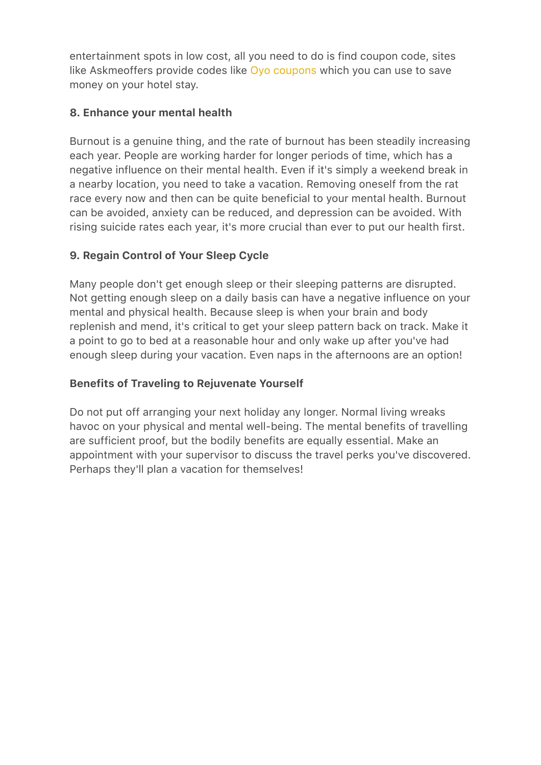entertainment spots in low cost, all you need to do is find coupon code, sites like Askmeoffers provide codes like Oyo coupons which you can use to save money on your hotel stay.

### 8. Enhance your mental health

Burnout is a genuine thing, and the rate of burnout has been steadily increasing each year. People are working harder for longer periods of time, which has a negative influence on their mental health. Even if it's simply a weekend break in a nearby location, you need to take a vacation. Removing oneself from the rat race every now and then can be quite beneficial to your mental health. Burnout can be avoided, anxiety can be reduced, and depression can be avoided. With rising suicide rates each year, it's more crucial than ever to put our health first.

### 9. Regain Control of Your Sleep Cycle

Many people don't get enough sleep or their sleeping patterns are disrupted. Not getting enough sleep on a daily basis can have a negative influence on your mental and physical health. Because sleep is when your brain and body replenish and mend, it's critical to get your sleep pattern back on track. Make it a point to go to bed at a reasonable hour and only wake up after you've had enough sleep during your vacation. Even naps in the afternoons are an option!

### Benefits of Traveling to Rejuvenate Yourself

Do not put off arranging your next holiday any longer. Normal living wreaks havoc on your physical and mental well-being. The mental benefits of travelling are sufficient proof, but the bodily benefits are equally essential. Make an appointment with your supervisor to discuss the travel perks you've discovered. Perhaps they'll plan a vacation for themselves!